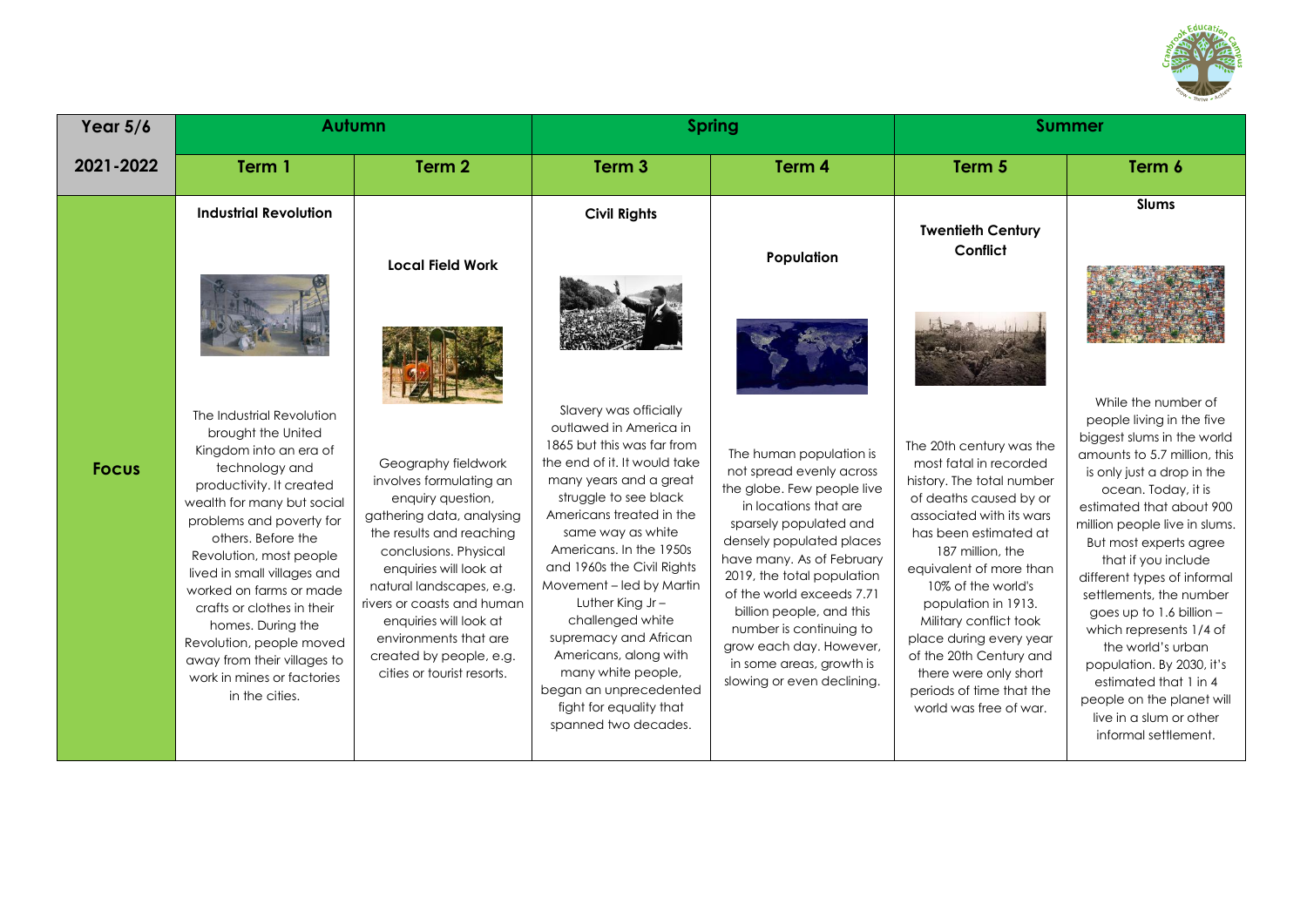| Year 5/6 | Autumn | | Spring | | Summer | |
|---|---|---|---|---|---|---|
| 2021-2022 | Term 1 | Term 2 | Term 3 | Term 4 | Term 5 | Term 6 |
| Focus | **Industrial Revolution**<br><br>The Industrial Revolution brought the United Kingdom into an era of technology and productivity. It created wealth for many but social problems and poverty for others. Before the Revolution, most people lived in small villages and worked on farms or made crafts or clothes in their homes. During the Revolution, people moved away from their villages to work in mines or factories in the cities. | **Local Field Work**<br><br>Geography fieldwork involves formulating an enquiry question, gathering data, analysing the results and reaching conclusions. Physical enquiries will look at natural landscapes, e.g. rivers or coasts and human enquiries will look at environments that are created by people, e.g. cities or tourist resorts. | **Civil Rights**<br><br>Slavery was officially outlawed in America in 1865 but this was far from the end of it. It would take many years and a great struggle to see black Americans treated in the same way as white Americans. In the 1950s and 1960s the Civil Rights Movement – led by Martin Luther King Jr – challenged white supremacy and African Americans, along with many white people, began an unprecedented fight for equality that spanned two decades. | **Population**<br><br>The human population is not spread evenly across the globe. Few people live in locations that are sparsely populated and densely populated places have many. As of February 2019, the total population of the world exceeds 7.71 billion people, and this number is continuing to grow each day. However, in some areas, growth is slowing or even declining. | **Twentieth Century Conflict**<br><br>The 20th century was the most fatal in recorded history. The total number of deaths caused by or associated with its wars has been estimated at 187 million, the equivalent of more than 10% of the world's population in 1913. Military conflict took place during every year of the 20th Century and there were only short periods of time that the world was free of war. | **Slums**<br><br>While the number of people living in the five biggest slums in the world amounts to 5.7 million, this is only just a drop in the ocean. Today, it is estimated that about 900 million people live in slums. But most experts agree that if you include different types of informal settlements, the number goes up to 1.6 billion – which represents 1/4 of the world's urban population. By 2030, it's estimated that 1 in 4 people on the planet will live in a slum or other informal settlement. |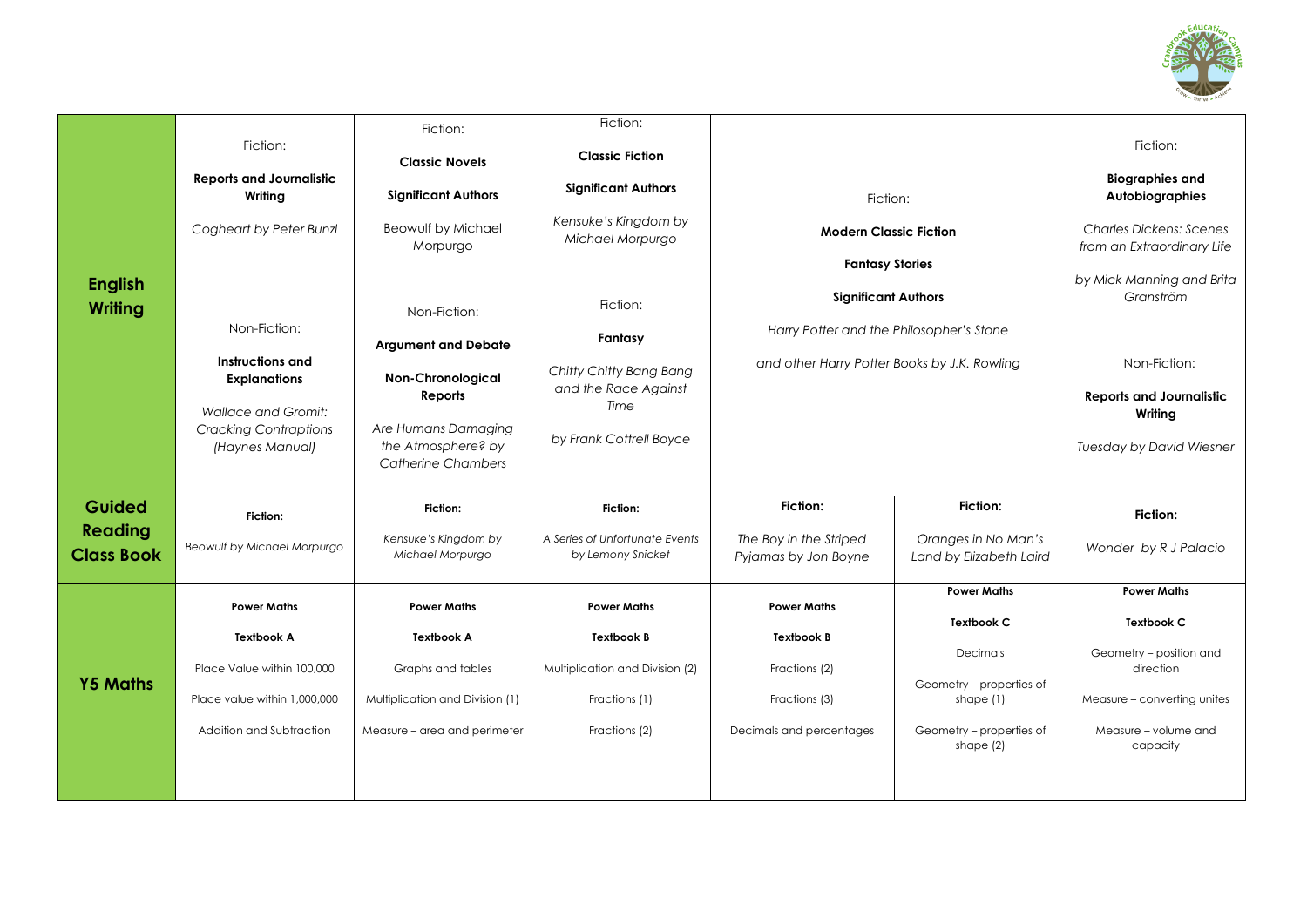| | | | | | | |
|---|---|---|---|---|---|---|
| **English Writing** | Fiction:<br><br>**Reports and Journalistic Writing**<br><br>*Cogheart by Peter Bunzl*<br><br>Non-Fiction:<br><br>**Instructions and Explanations**<br><br>*Wallace and Gromit: Cracking Contraptions (Haynes Manual)* | Fiction:<br><br>**Classic Novels**<br><br>**Significant Authors**<br><br>Beowulf by Michael Morpurgo<br><br>Non-Fiction:<br><br>**Argument and Debate**<br><br>**Non-Chronological Reports**<br><br>*Are Humans Damaging the Atmosphere? by Catherine Chambers* | Fiction:<br><br>**Classic Fiction**<br><br>**Significant Authors**<br><br>*Kensuke's Kingdom by Michael Morpurgo*<br><br>Fiction:<br><br>**Fantasy**<br><br>*Chitty Chitty Bang Bang and the Race Against Time*<br><br>*by Frank Cottrell Boyce* | Fiction:<br><br>**Modern Classic Fiction**<br><br>**Fantasy Stories**<br><br>**Significant Authors**<br><br>*Harry Potter and the Philosopher's Stone*<br><br>*and other Harry Potter Books by J.K. Rowling* | | Fiction:<br><br>**Biographies and Autobiographies**<br><br>*Charles Dickens: Scenes from an Extraordinary Life*<br><br>*by Mick Manning and Brita Granström*<br><br>Non-Fiction:<br><br>**Reports and Journalistic Writing**<br><br>*Tuesday by David Wiesner* |
| **Guided Reading Class Book** | **Fiction:**<br><br>*Beowulf by Michael Morpurgo* | **Fiction:**<br><br>*Kensuke's Kingdom by Michael Morpurgo* | **Fiction:**<br><br>*A Series of Unfortunate Events by Lemony Snicket* | **Fiction:**<br><br>*The Boy in the Striped Pyjamas by Jon Boyne* | **Fiction:**<br><br>*Oranges in No Man's Land by Elizabeth Laird* | **Fiction:**<br><br>*Wonder by R J Palacio* |
| **Y5 Maths** | **Power Maths**<br><br>**Textbook A**<br><br>Place Value within 100,000<br><br>Place value within 1,000,000<br><br>Addition and Subtraction | **Power Maths**<br><br>**Textbook A**<br><br>Graphs and tables<br><br>Multiplication and Division (1)<br><br>Measure – area and perimeter | **Power Maths**<br><br>**Textbook B**<br><br>Multiplication and Division (2)<br><br>Fractions (1)<br><br>Fractions (2) | **Power Maths**<br><br>**Textbook B**<br><br>Fractions (2)<br><br>Fractions (3)<br><br>Decimals and percentages | **Power Maths**<br><br>**Textbook C**<br><br>Decimals<br><br>Geometry – properties of shape (1)<br><br>Geometry – properties of shape (2) | **Power Maths**<br><br>**Textbook C**<br><br>Geometry – position and direction<br><br>Measure – converting unites<br><br>Measure – volume and capacity |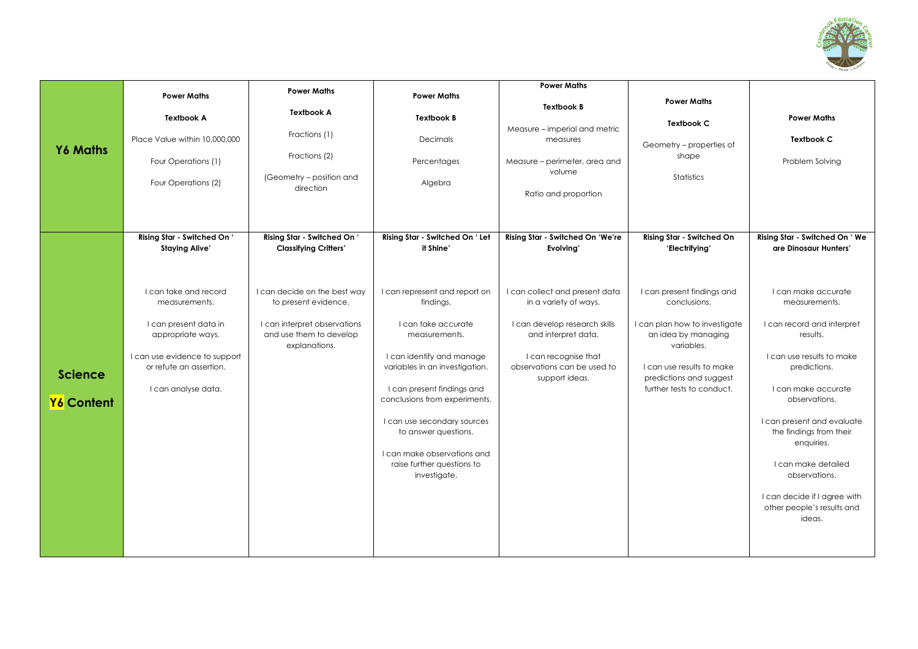| | | | | | | |
|---|---|---|---|---|---|---|
| **Y6 Maths** | **Power Maths**<br><br>**Textbook A**<br><br>Place Value within 10,000,000<br><br>Four Operations (1)<br><br>Four Operations (2) | **Power Maths**<br><br>**Textbook A**<br><br>Fractions (1)<br><br>Fractions (2)<br><br>(Geometry – position and direction | **Power Maths**<br><br>**Textbook B**<br><br>Decimals<br><br>Percentages<br><br>Algebra | **Power Maths**<br><br>**Textbook B**<br><br>Measure – imperial and metric measures<br><br>Measure – perimeter, area and volume<br><br>Ratio and proportion | **Power Maths**<br><br>**Textbook C**<br><br>Geometry – properties of shape<br><br>Statistics | **Power Maths**<br><br>**Textbook C**<br><br>Problem Solving |
| **Science**<br><br>**Y6 Content** | **Rising Star - Switched On ' Staying Alive'**<br><br>I can take and record measurements.<br><br>I can present data in appropriate ways.<br><br>I can use evidence to support or refute an assertion.<br><br>I can analyse data. | **Rising Star - Switched On ' Classifying Critters'**<br><br>I can decide on the best way to present evidence.<br><br>I can interpret observations and use them to develop explanations. | **Rising Star - Switched On ' Let it Shine'**<br><br>I can represent and report on findings.<br><br>I can take accurate measurements.<br><br>I can identify and manage variables in an investigation.<br><br>I can present findings and conclusions from experiments.<br><br>I can use secondary sources to answer questions.<br><br>I can make observations and raise further questions to investigate. | **Rising Star - Switched On 'We're Evolving'**<br><br>I can collect and present data in a variety of ways.<br><br>I can develop research skills and interpret data.<br><br>I can recognise that observations can be used to support ideas. | **Rising Star - Switched On 'Electrifying'**<br><br>I can present findings and conclusions.<br><br>I can plan how to investigate an idea by managing variables.<br><br>I can use results to make predictions and suggest further tests to conduct. | **Rising Star - Switched On ' We are Dinosaur Hunters'**<br><br>I can make accurate measurements.<br><br>I can record and interpret results.<br><br>I can use results to make predictions.<br><br>I can make accurate observations.<br><br>I can present and evaluate the findings from their enquiries.<br><br>I can make detailed observations.<br><br>I can decide if I agree with other people's results and ideas. |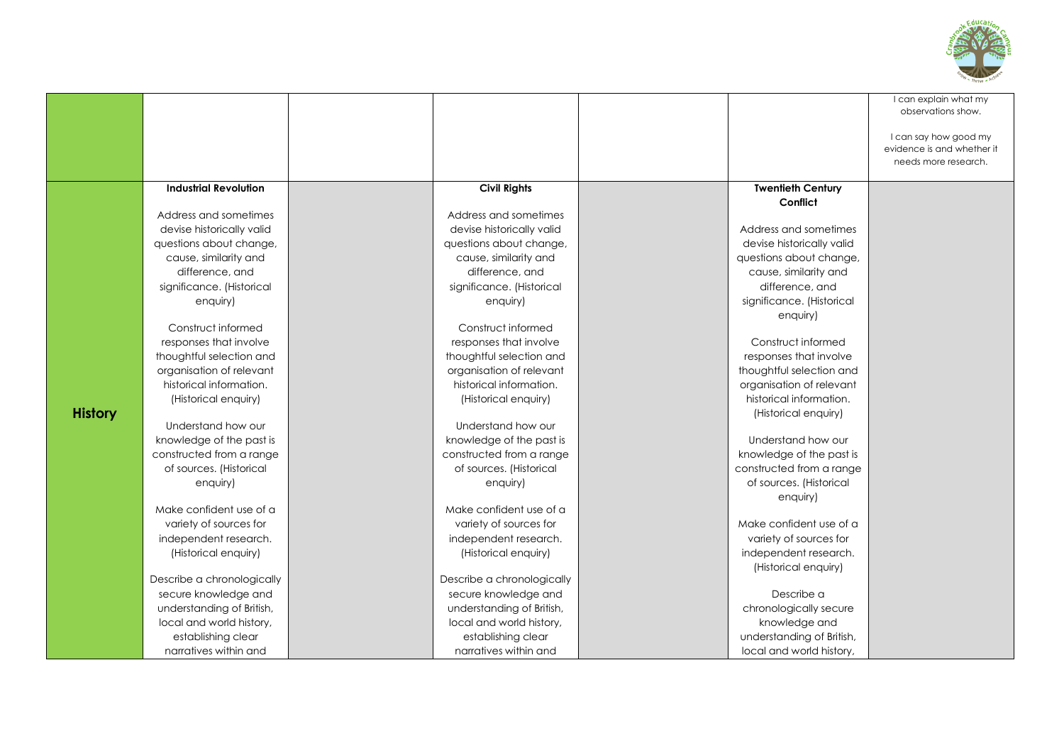| | | | | | | | |
|---|---|---|---|---|---|---|---|
| | | | | | | | I can explain what my observations show.<br><br>I can say how good my evidence is and whether it needs more research. |
| **History** | **Industrial Revolution**<br><br>Address and sometimes devise historically valid questions about change, cause, similarity and difference, and significance. (Historical enquiry)<br><br>Construct informed responses that involve thoughtful selection and organisation of relevant historical information. (Historical enquiry)<br><br>Understand how our knowledge of the past is constructed from a range of sources. (Historical enquiry)<br><br>Make confident use of a variety of sources for independent research. (Historical enquiry)<br><br>Describe a chronologically secure knowledge and understanding of British, local and world history, establishing clear narratives within and | | **Civil Rights**<br><br>Address and sometimes devise historically valid questions about change, cause, similarity and difference, and significance. (Historical enquiry)<br><br>Construct informed responses that involve thoughtful selection and organisation of relevant historical information. (Historical enquiry)<br><br>Understand how our knowledge of the past is constructed from a range of sources. (Historical enquiry)<br><br>Make confident use of a variety of sources for independent research. (Historical enquiry)<br><br>Describe a chronologically secure knowledge and understanding of British, local and world history, establishing clear narratives within and | | **Twentieth Century Conflict**<br><br>Address and sometimes devise historically valid questions about change, cause, similarity and difference, and significance. (Historical enquiry)<br><br>Construct informed responses that involve thoughtful selection and organisation of relevant historical information. (Historical enquiry)<br><br>Understand how our knowledge of the past is constructed from a range of sources. (Historical enquiry)<br><br>Make confident use of a variety of sources for independent research. (Historical enquiry)<br><br>Describe a chronologically secure knowledge and understanding of British, local and world history, | |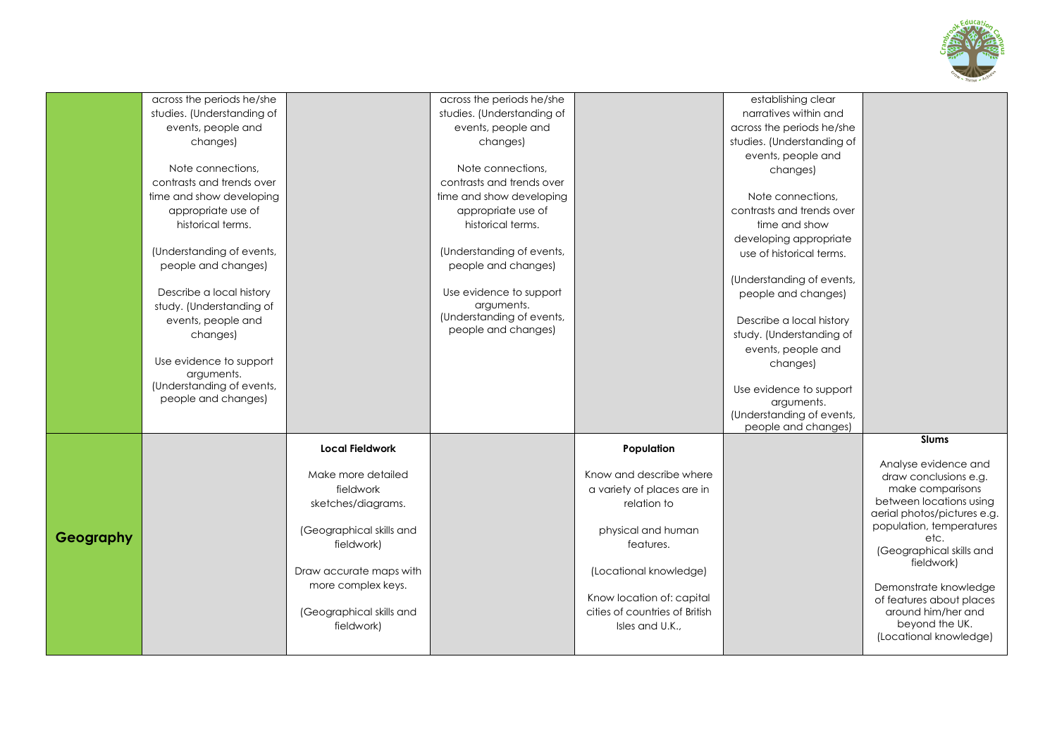| | | | | | | |
|---|---|---|---|---|---|---|
| | across the periods he/she studies. (Understanding of events, people and changes)<br><br>Note connections, contrasts and trends over time and show developing appropriate use of historical terms.<br><br>(Understanding of events, people and changes)<br><br>Describe a local history study. (Understanding of events, people and changes)<br><br>Use evidence to support arguments. (Understanding of events, people and changes) | | across the periods he/she studies. (Understanding of events, people and changes)<br><br>Note connections, contrasts and trends over time and show developing appropriate use of historical terms.<br><br>(Understanding of events, people and changes)<br><br>Use evidence to support arguments. (Understanding of events, people and changes) | | establishing clear narratives within and across the periods he/she studies. (Understanding of events, people and changes)<br><br>Note connections, contrasts and trends over time and show developing appropriate use of historical terms.<br><br>(Understanding of events, people and changes)<br><br>Describe a local history study. (Understanding of events, people and changes)<br><br>Use evidence to support arguments. (Understanding of events, people and changes) | |
| **Geography** | | **Local Fieldwork**<br><br>Make more detailed fieldwork sketches/diagrams.<br><br>(Geographical skills and fieldwork)<br><br>Draw accurate maps with more complex keys.<br><br>(Geographical skills and fieldwork) | | **Population**<br><br>Know and describe where a variety of places are in relation to<br><br>physical and human features.<br><br>(Locational knowledge)<br><br>Know location of: capital cities of countries of British Isles and U.K., | | **Slums**<br><br>Analyse evidence and draw conclusions e.g. make comparisons between locations using aerial photos/pictures e.g. population, temperatures etc.<br>(Geographical skills and fieldwork)<br><br>Demonstrate knowledge of features about places around him/her and beyond the UK.<br>(Locational knowledge) |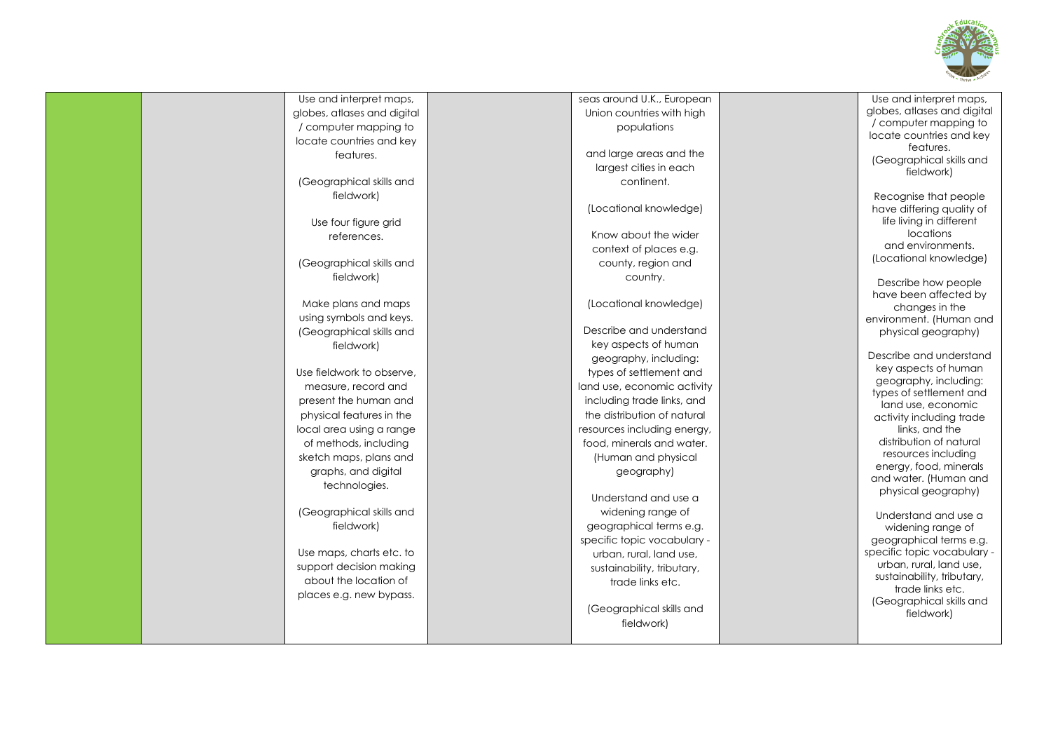| | | | | | | |
|---|---|---|---|---|---|---|
| | | Use and interpret maps, globes, atlases and digital / computer mapping to locate countries and key features.<br><br>(Geographical skills and fieldwork)<br><br>Use four figure grid references.<br><br>(Geographical skills and fieldwork)<br><br>Make plans and maps using symbols and keys. (Geographical skills and fieldwork)<br><br>Use fieldwork to observe, measure, record and present the human and physical features in the local area using a range of methods, including sketch maps, plans and graphs, and digital technologies.<br><br>(Geographical skills and fieldwork)<br><br>Use maps, charts etc. to support decision making about the location of places e.g. new bypass. | | seas around U.K., European Union countries with high populations<br><br>and large areas and the largest cities in each continent.<br><br>(Locational knowledge)<br><br>Know about the wider context of places e.g. county, region and country.<br><br>(Locational knowledge)<br><br>Describe and understand key aspects of human geography, including: types of settlement and land use, economic activity including trade links, and the distribution of natural resources including energy, food, minerals and water. (Human and physical geography)<br><br>Understand and use a widening range of geographical terms e.g. specific topic vocabulary - urban, rural, land use, sustainability, tributary, trade links etc.<br><br>(Geographical skills and fieldwork) | | Use and interpret maps, globes, atlases and digital / computer mapping to locate countries and key features. (Geographical skills and fieldwork)<br><br>Recognise that people have differing quality of life living in different locations and environments. (Locational knowledge)<br><br>Describe how people have been affected by changes in the environment. (Human and physical geography)<br><br>Describe and understand key aspects of human geography, including: types of settlement and land use, economic activity including trade links, and the distribution of natural resources including energy, food, minerals and water. (Human and physical geography)<br><br>Understand and use a widening range of geographical terms e.g. specific topic vocabulary - urban, rural, land use, sustainability, tributary, trade links etc. (Geographical skills and fieldwork) |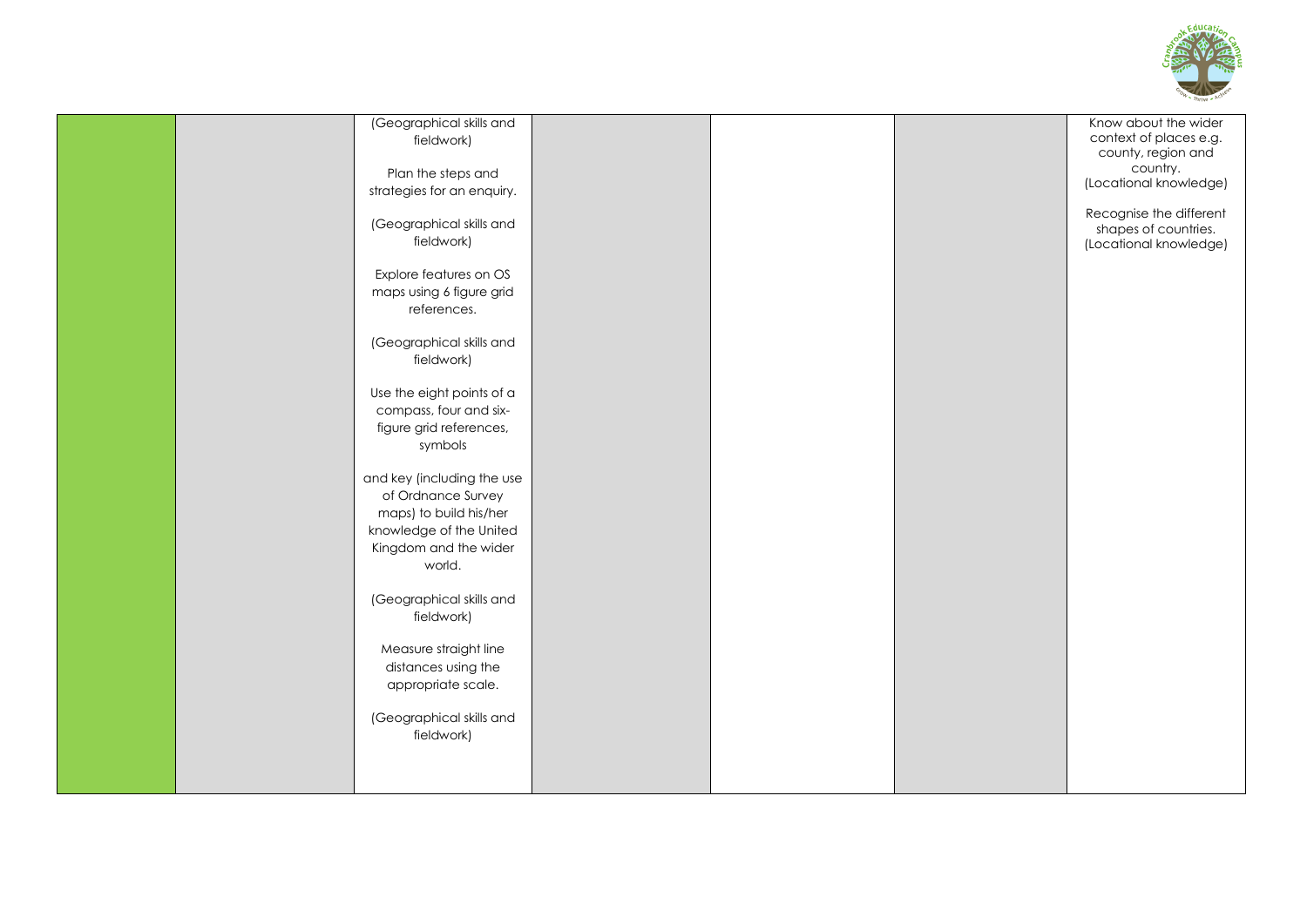| | | | | | | |
|---|---|---|---|---|---|---|
| | | (Geographical skills and fieldwork)<br><br>Plan the steps and strategies for an enquiry.<br><br>(Geographical skills and fieldwork)<br><br>Explore features on OS maps using 6 figure grid references.<br><br>(Geographical skills and fieldwork)<br><br>Use the eight points of a compass, four and six-figure grid references, symbols<br><br>and key (including the use of Ordnance Survey maps) to build his/her knowledge of the United Kingdom and the wider world.<br><br>(Geographical skills and fieldwork)<br><br>Measure straight line distances using the appropriate scale.<br><br>(Geographical skills and fieldwork) | | | | Know about the wider context of places e.g. county, region and country. (Locational knowledge)<br><br>Recognise the different shapes of countries. (Locational knowledge) |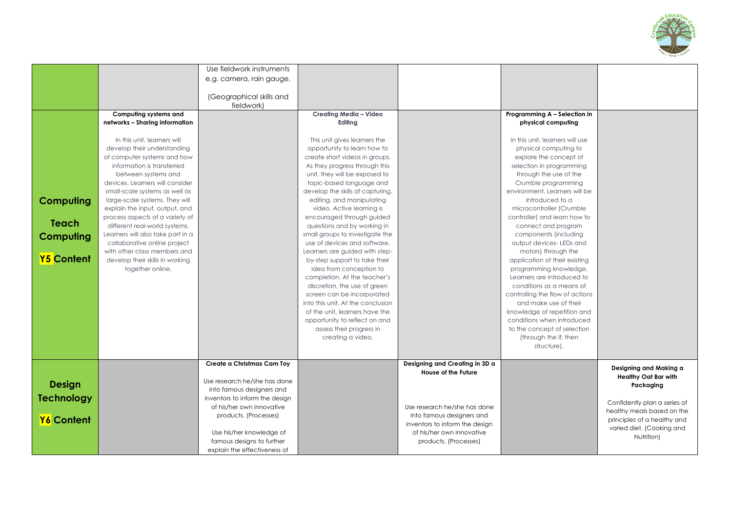| | | | | | | |
|---|---|---|---|---|---|---|
| | | Use fieldwork instruments e.g. camera, rain gauge.<br><br>(Geographical skills and fieldwork) | | | | |
| **Computing**<br><br>**Teach Computing**<br><br>**Y5 Content** | **Computing systems and networks – Sharing information**<br><br>In this unit, learners will develop their understanding of computer systems and how information is transferred between systems and devices. Learners will consider small-scale systems as well as large-scale systems. They will explain the input, output, and process aspects of a variety of different real-world systems. Learners will also take part in a collaborative online project with other class members and develop their skills in working together online. | | **Creating Media – Video Editing**<br><br>This unit gives learners the opportunity to learn how to create short videos in groups. As they progress through this unit, they will be exposed to topic-based language and develop the skills of capturing, editing, and manipulating video. Active learning is encouraged through guided questions and by working in small groups to investigate the use of devices and software. Learners are guided with step-by-step support to take their idea from conception to completion. At the teacher's discretion, the use of green screen can be incorporated into this unit. At the conclusion of the unit, learners have the opportunity to reflect on and assess their progress in creating a video. | | **Programming A – Selection in physical computing**<br><br>In this unit, learners will use physical computing to explore the concept of selection in programming through the use of the Crumble programming environment. Learners will be introduced to a microcontroller (Crumble controller) and learn how to connect and program components (including output devices- LEDs and motors) through the application of their existing programming knowledge. Learners are introduced to conditions as a means of controlling the flow of actions and make use of their knowledge of repetition and conditions when introduced to the concept of selection (through the if, then structure). | |
| **Design Technology**<br><br>**Y6 Content** | | **Create a Christmas Cam Toy**<br><br>Use research he/she has done into famous designers and inventors to inform the design of his/her own innovative products. (Processes)<br><br>Use his/her knowledge of famous designs to further explain the effectiveness of | | **Designing and Creating in 3D a House of the Future**<br><br>Use research he/she has done into famous designers and inventors to inform the design of his/her own innovative products. (Processes) | | **Designing and Making a Healthy Oat Bar with Packaging**<br><br>Confidently plan a series of healthy meals based on the principles of a healthy and varied diet. (Cooking and Nutrition) |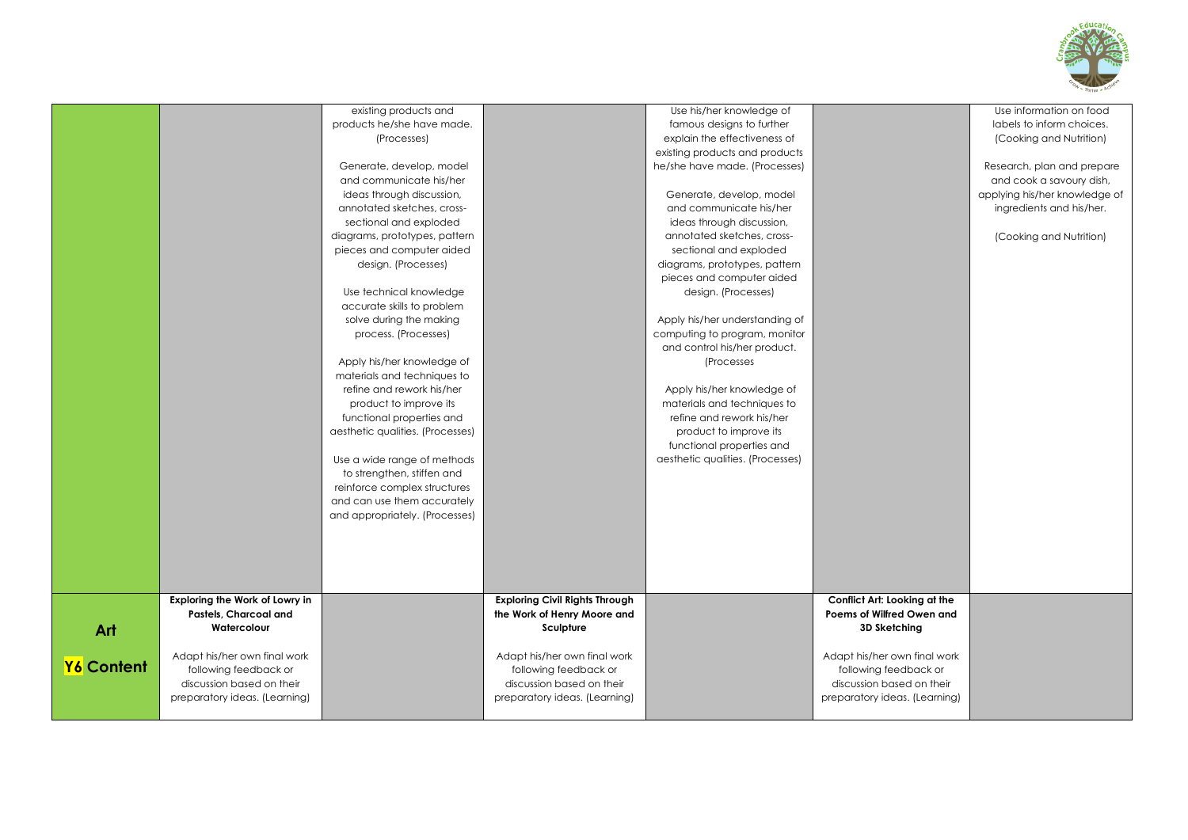| | | | | | | | |
|---|---|---|---|---|---|---|---|
| | | existing products and products he/she have made. (Processes)<br><br>Generate, develop, model and communicate his/her ideas through discussion, annotated sketches, cross-sectional and exploded diagrams, prototypes, pattern pieces and computer aided design. (Processes)<br><br>Use technical knowledge accurate skills to problem solve during the making process. (Processes)<br><br>Apply his/her knowledge of materials and techniques to refine and rework his/her product to improve its functional properties and aesthetic qualities. (Processes)<br><br>Use a wide range of methods to strengthen, stiffen and reinforce complex structures and can use them accurately and appropriately. (Processes) | | Use his/her knowledge of famous designs to further explain the effectiveness of existing products and products he/she have made. (Processes)<br><br>Generate, develop, model and communicate his/her ideas through discussion, annotated sketches, cross-sectional and exploded diagrams, prototypes, pattern pieces and computer aided design. (Processes)<br><br>Apply his/her understanding of computing to program, monitor and control his/her product. (Processes<br><br>Apply his/her knowledge of materials and techniques to refine and rework his/her product to improve its functional properties and aesthetic qualities. (Processes) | | Use information on food labels to inform choices. (Cooking and Nutrition)<br><br>Research, plan and prepare and cook a savoury dish, applying his/her knowledge of ingredients and his/her.<br><br>(Cooking and Nutrition) |
| **Art**<br><br>**Y6 Content** | **Exploring the Work of Lowry in Pastels, Charcoal and Watercolour**<br><br>Adapt his/her own final work following feedback or discussion based on their preparatory ideas. (Learning) | | **Exploring Civil Rights Through the Work of Henry Moore and Sculpture**<br><br>Adapt his/her own final work following feedback or discussion based on their preparatory ideas. (Learning) | | **Conflict Art: Looking at the Poems of Wilfred Owen and 3D Sketching**<br><br>Adapt his/her own final work following feedback or discussion based on their preparatory ideas. (Learning) | |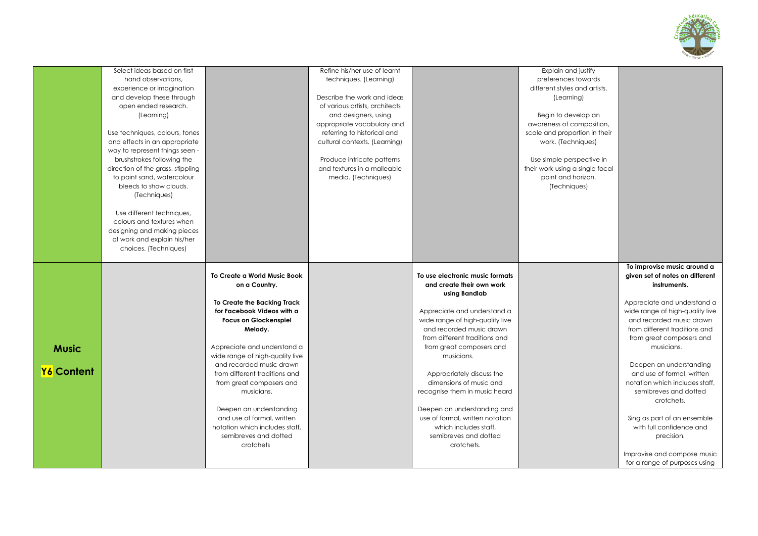| | | | | | | |
|---|---|---|---|---|---|---|
| | Select ideas based on first hand observations, experience or imagination and develop these through open ended research. (Learning)<br><br>Use techniques, colours, tones and effects in an appropriate way to represent things seen - brushstrokes following the direction of the grass, stippling to paint sand, watercolour bleeds to show clouds. (Techniques)<br><br>Use different techniques, colours and textures when designing and making pieces of work and explain his/her choices. (Techniques) | | Refine his/her use of learnt techniques. (Learning)<br><br>Describe the work and ideas of various artists, architects and designers, using appropriate vocabulary and referring to historical and cultural contexts. (Learning)<br><br>Produce intricate patterns and textures in a malleable media. (Techniques) | | Explain and justify preferences towards different styles and artists. (Learning)<br><br>Begin to develop an awareness of composition, scale and proportion in their work. (Techniques)<br><br>Use simple perspective in their work using a single focal point and horizon. (Techniques) | |
| **Music**<br><br>**Y6 Content** | | **To Create a World Music Book on a Country.**<br><br>**To Create the Backing Track for Facebook Videos with a Focus on Glockenspiel Melody.**<br><br>Appreciate and understand a wide range of high-quality live and recorded music drawn from different traditions and from great composers and musicians.<br><br>Deepen an understanding and use of formal, written notation which includes staff, semibreves and dotted crotchets | | **To use electronic music formats and create their own work using Bandlab**<br><br>Appreciate and understand a wide range of high-quality live and recorded music drawn from different traditions and from great composers and musicians.<br><br>Appropriately discuss the dimensions of music and recognise them in music heard<br><br>Deepen an understanding and use of formal, written notation which includes staff, semibreves and dotted crotchets. | | **To improvise music around a given set of notes on different instruments.**<br><br>Appreciate and understand a wide range of high-quality live and recorded music drawn from different traditions and from great composers and musicians.<br><br>Deepen an understanding and use of formal, written notation which includes staff, semibreves and dotted crotchets.<br><br>Sing as part of an ensemble with full confidence and precision.<br><br>Improvise and compose music for a range of purposes using |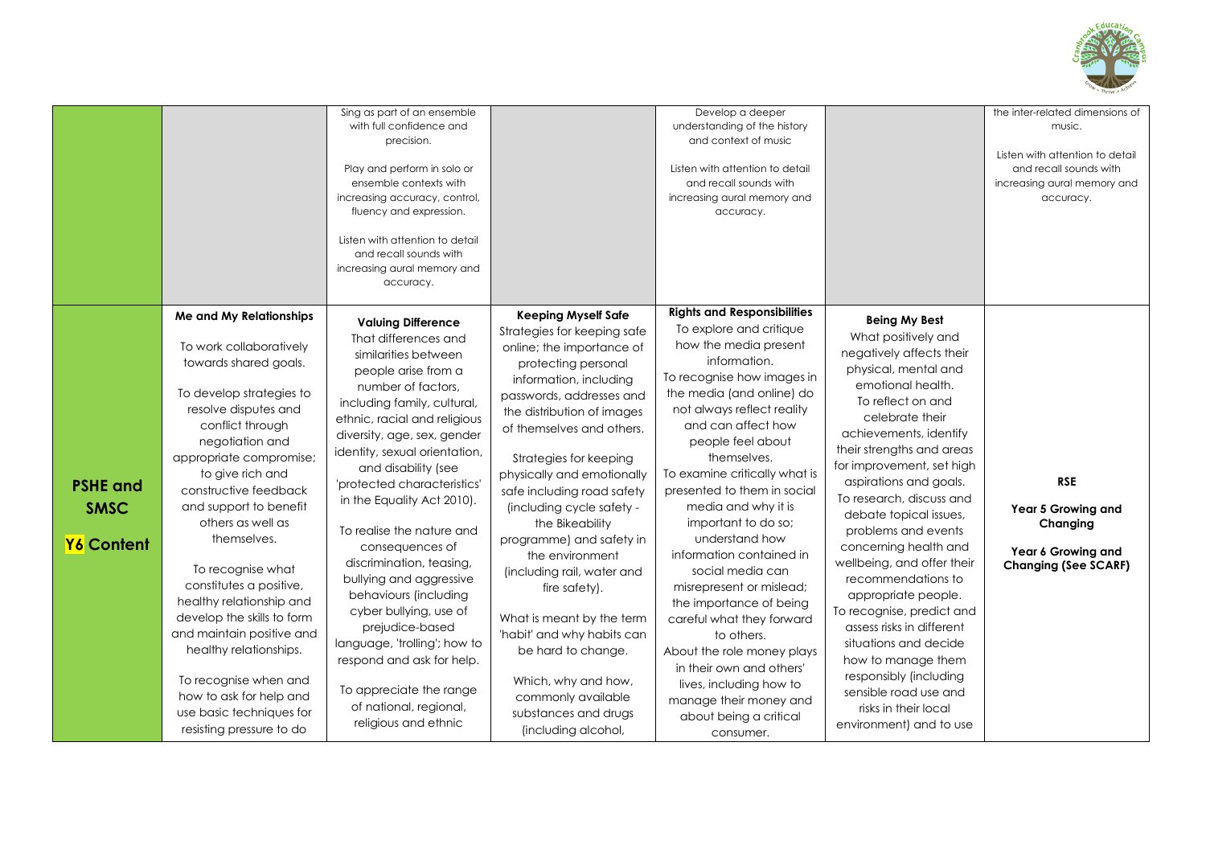| | | | | | | |
|---|---|---|---|---|---|---|
| | | Sing as part of an ensemble with full confidence and precision.<br><br>Play and perform in solo or ensemble contexts with increasing accuracy, control, fluency and expression.<br><br>Listen with attention to detail and recall sounds with increasing aural memory and accuracy. | | Develop a deeper understanding of the history and context of music<br><br>Listen with attention to detail and recall sounds with increasing aural memory and accuracy. | | the inter-related dimensions of music.<br><br>Listen with attention to detail and recall sounds with increasing aural memory and accuracy. |
| **PSHE and SMSC Y6 Content** | **Me and My Relationships**<br><br>To work collaboratively towards shared goals.<br><br>To develop strategies to resolve disputes and conflict through negotiation and appropriate compromise; to give rich and constructive feedback and support to benefit others as well as themselves.<br><br>To recognise what constitutes a positive, healthy relationship and develop the skills to form and maintain positive and healthy relationships.<br><br>To recognise when and how to ask for help and use basic techniques for resisting pressure to do | **Valuing Difference**<br>That differences and similarities between people arise from a number of factors, including family, cultural, ethnic, racial and religious diversity, age, sex, gender identity, sexual orientation, and disability (see 'protected characteristics' in the Equality Act 2010).<br><br>To realise the nature and consequences of discrimination, teasing, bullying and aggressive behaviours (including cyber bullying, use of prejudice-based language, 'trolling'; how to respond and ask for help.<br><br>To appreciate the range of national, regional, religious and ethnic | **Keeping Myself Safe**<br>Strategies for keeping safe online; the importance of protecting personal information, including passwords, addresses and the distribution of images of themselves and others.<br><br>Strategies for keeping physically and emotionally safe including road safety (including cycle safety - the Bikeability programme) and safety in the environment (including rail, water and fire safety).<br><br>What is meant by the term 'habit' and why habits can be hard to change.<br><br>Which, why and how, commonly available substances and drugs (including alcohol, | **Rights and Responsibilities**<br>To explore and critique how the media present information.<br>To recognise how images in the media (and online) do not always reflect reality and can affect how people feel about themselves.<br>To examine critically what is presented to them in social media and why it is important to do so; understand how information contained in social media can misrepresent or mislead; the importance of being careful what they forward to others.<br>About the role money plays in their own and others' lives, including how to manage their money and about being a critical consumer. | **Being My Best**<br>What positively and negatively affects their physical, mental and emotional health.<br>To reflect on and celebrate their achievements, identify their strengths and areas for improvement, set high aspirations and goals.<br>To research, discuss and debate topical issues, problems and events concerning health and wellbeing, and offer their recommendations to appropriate people.<br>To recognise, predict and assess risks in different situations and decide how to manage them responsibly (including sensible road use and risks in their local environment) and to use | **RSE**<br><br>**Year 5 Growing and Changing**<br><br>**Year 6 Growing and Changing (See SCARF)** |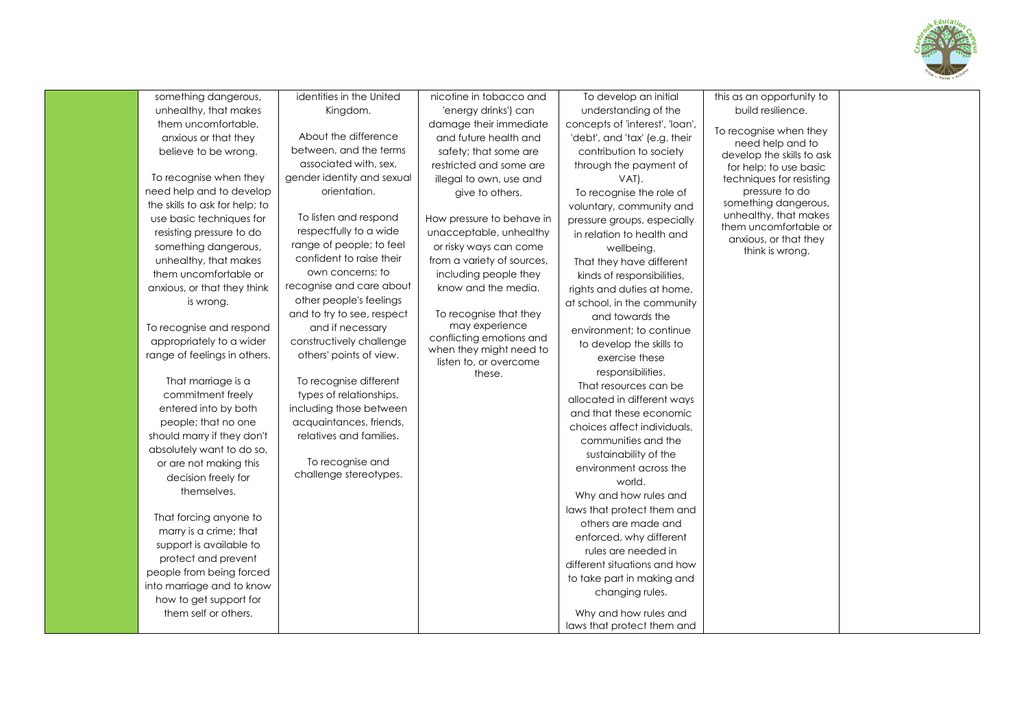| | | | | | | |
|---|---|---|---|---|---|---|
| | something dangerous, unhealthy, that makes them uncomfortable, anxious or that they believe to be wrong.<br><br>To recognise when they need help and to develop the skills to ask for help; to use basic techniques for resisting pressure to do something dangerous, unhealthy, that makes them uncomfortable or anxious, or that they think is wrong.<br><br>To recognise and respond appropriately to a wider range of feelings in others.<br><br>That marriage is a commitment freely entered into by both people; that no one should marry if they don't absolutely want to do so, or are not making this decision freely for themselves.<br><br>That forcing anyone to marry is a crime; that support is available to protect and prevent people from being forced into marriage and to know how to get support for them self or others. | identities in the United Kingdom.<br><br>About the difference between, and the terms associated with, sex, gender identity and sexual orientation.<br><br>To listen and respond respectfully to a wide range of people; to feel confident to raise their own concerns; to recognise and care about other people's feelings and to try to see, respect and if necessary constructively challenge others' points of view.<br><br>To recognise different types of relationships, including those between acquaintances, friends, relatives and families.<br><br>To recognise and challenge stereotypes. | nicotine in tobacco and 'energy drinks') can damage their immediate and future health and safety; that some are restricted and some are illegal to own, use and give to others.<br><br>How pressure to behave in unacceptable, unhealthy or risky ways can come from a variety of sources, including people they know and the media.<br><br>To recognise that they may experience conflicting emotions and when they might need to listen to, or overcome these. | To develop an initial understanding of the concepts of 'interest', 'loan', 'debt', and 'tax' (e.g. their contribution to society through the payment of VAT).<br>To recognise the role of voluntary, community and pressure groups, especially in relation to health and wellbeing.<br>That they have different kinds of responsibilities, rights and duties at home, at school, in the community and towards the environment; to continue to develop the skills to exercise these responsibilities.<br>That resources can be allocated in different ways and that these economic choices affect individuals, communities and the sustainability of the environment across the world.<br>Why and how rules and laws that protect them and others are made and enforced, why different rules are needed in different situations and how to take part in making and changing rules.<br><br>Why and how rules and laws that protect them and | this as an opportunity to build resilience.<br><br>To recognise when they need help and to develop the skills to ask for help; to use basic techniques for resisting pressure to do something dangerous, unhealthy, that makes them uncomfortable or anxious, or that they think is wrong. | |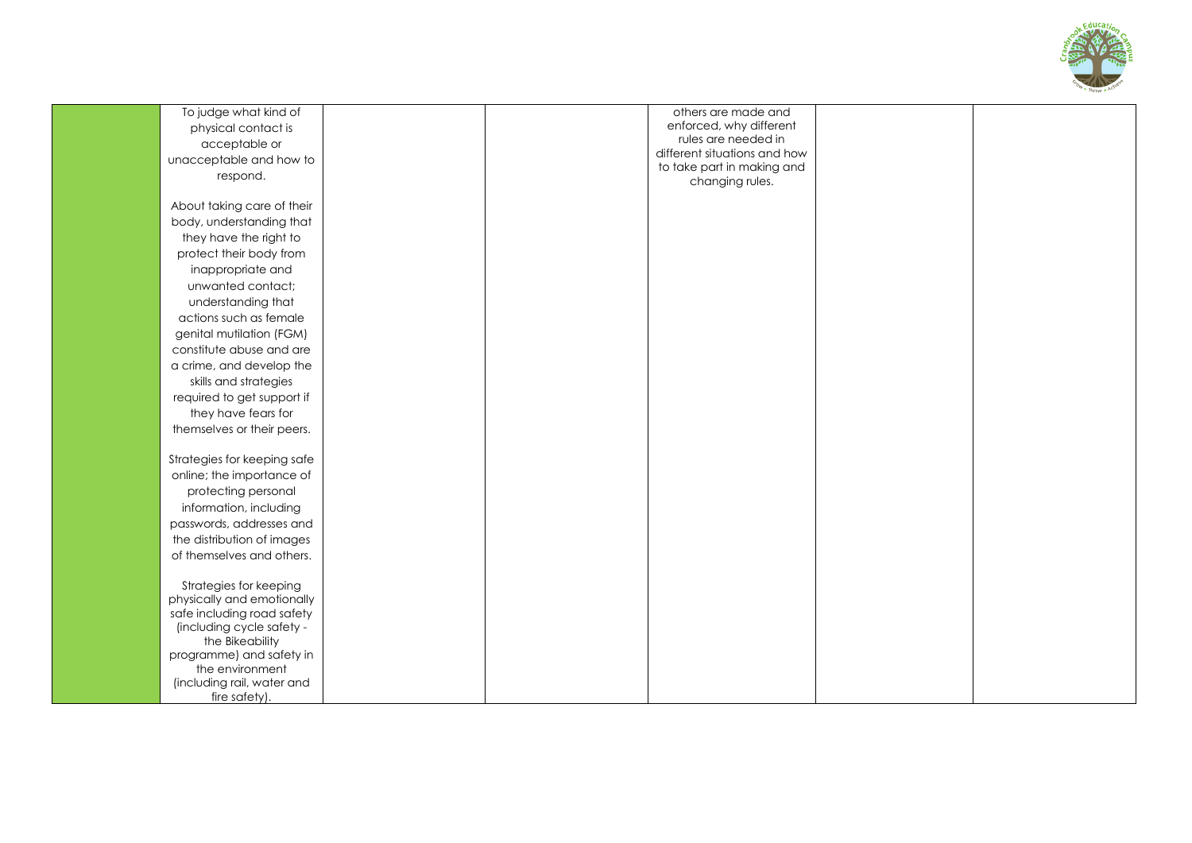|  |  |  |  |  |  |  |
|---|---|---|---|---|---|---|
|  | To judge what kind of physical contact is acceptable or unacceptable and how to respond.<br><br>About taking care of their body, understanding that they have the right to protect their body from inappropriate and unwanted contact; understanding that actions such as female genital mutilation (FGM) constitute abuse and are a crime, and develop the skills and strategies required to get support if they have fears for themselves or their peers.<br><br>Strategies for keeping safe online; the importance of protecting personal information, including passwords, addresses and the distribution of images of themselves and others.<br><br>Strategies for keeping physically and emotionally safe including road safety (including cycle safety - the Bikeability programme) and safety in the environment (including rail, water and fire safety). |  |  | others are made and enforced, why different rules are needed in different situations and how to take part in making and changing rules. |  |  |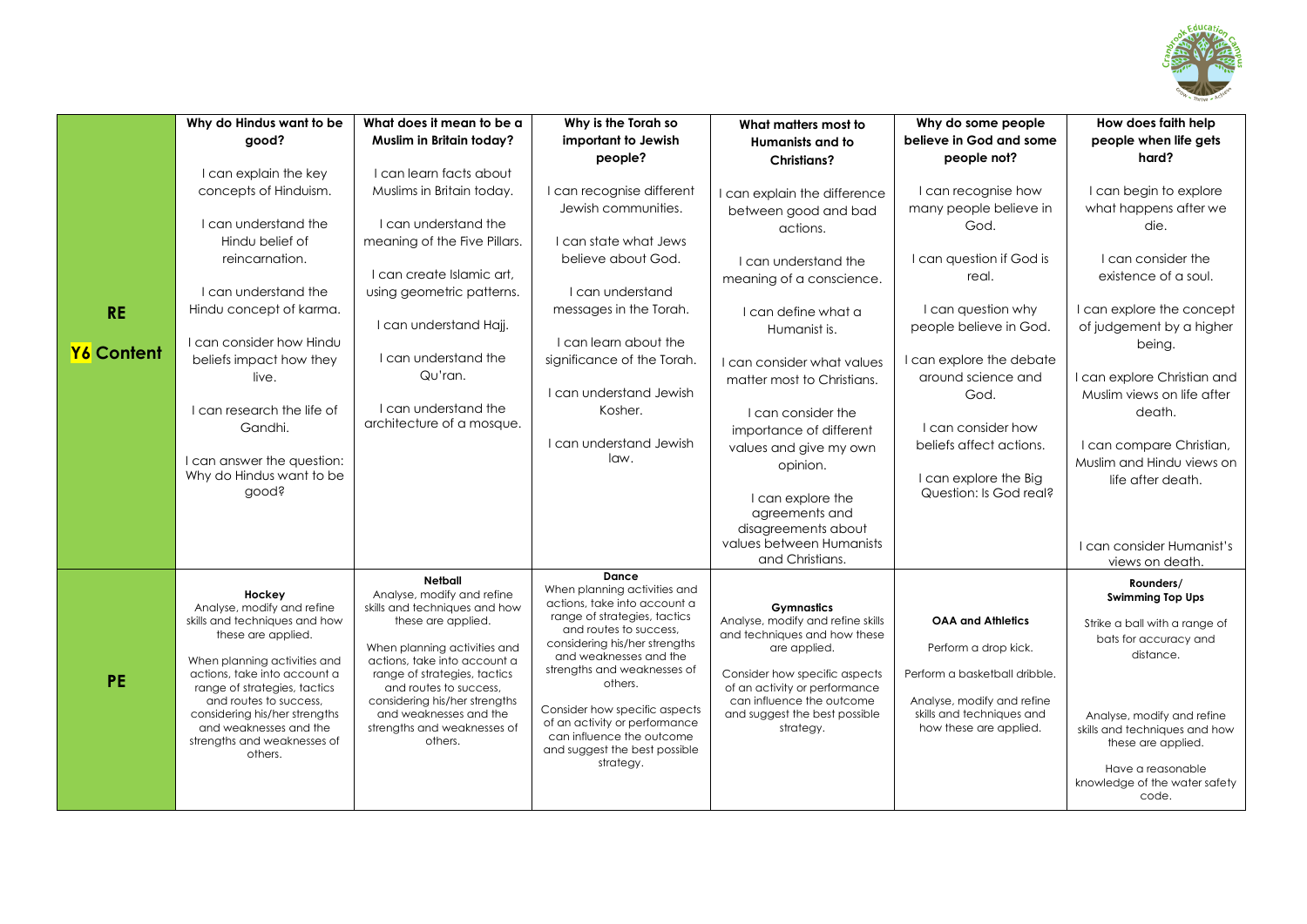| | Why do Hindus want to be good? | What does it mean to be a Muslim in Britain today? | Why is the Torah so important to Jewish people? | What matters most to Humanists and to Christians? | Why do some people believe in God and some people not? | How does faith help people when life gets hard? |
|---|---|---|---|---|---|---|
| **RE** **Y6 Content** | I can explain the key concepts of Hinduism. I can understand the Hindu belief of reincarnation. I can understand the Hindu concept of karma. I can consider how Hindu beliefs impact how they live. I can research the life of Gandhi. I can answer the question: Why do Hindus want to be good? | I can learn facts about Muslims in Britain today. I can understand the meaning of the Five Pillars. I can create Islamic art, using geometric patterns. I can understand Hajj. I can understand the Qu'ran. I can understand the architecture of a mosque. | I can recognise different Jewish communities. I can state what Jews believe about God. I can understand messages in the Torah. I can learn about the significance of the Torah. I can understand Jewish Kosher. I can understand Jewish law. | I can explain the difference between good and bad actions. I can understand the meaning of a conscience. I can define what a Humanist is. I can consider what values matter most to Christians. I can consider the importance of different values and give my own opinion. I can explore the agreements and disagreements about values between Humanists and Christians. | I can recognise how many people believe in God. I can question if God is real. I can question why people believe in God. I can explore the debate around science and God. I can consider how beliefs affect actions. I can explore the Big Question: Is God real? | I can begin to explore what happens after we die. I can consider the existence of a soul. I can explore the concept of judgement by a higher being. I can explore Christian and Muslim views on life after death. I can compare Christian, Muslim and Hindu views on life after death. I can consider Humanist's views on death. |
| **PE** | **Hockey** Analyse, modify and refine skills and techniques and how these are applied. When planning activities and actions, take into account a range of strategies, tactics and routes to success, considering his/her strengths and weaknesses and the strengths and weaknesses of others. | **Netball** Analyse, modify and refine skills and techniques and how these are applied. When planning activities and actions, take into account a range of strategies, tactics and routes to success, considering his/her strengths and weaknesses and the strengths and weaknesses of others. | **Dance** When planning activities and actions, take into account a range of strategies, tactics and routes to success, considering his/her strengths and weaknesses and the strengths and weaknesses of others. Consider how specific aspects of an activity or performance can influence the outcome and suggest the best possible strategy. | **Gymnastics** Analyse, modify and refine skills and techniques and how these are applied. Consider how specific aspects of an activity or performance can influence the outcome and suggest the best possible strategy. | **OAA and Athletics** Perform a drop kick. Perform a basketball dribble. Analyse, modify and refine skills and techniques and how these are applied. | **Rounders/ Swimming Top Ups** Strike a ball with a range of bats for accuracy and distance. Analyse, modify and refine skills and techniques and how these are applied. Have a reasonable knowledge of the water safety code. |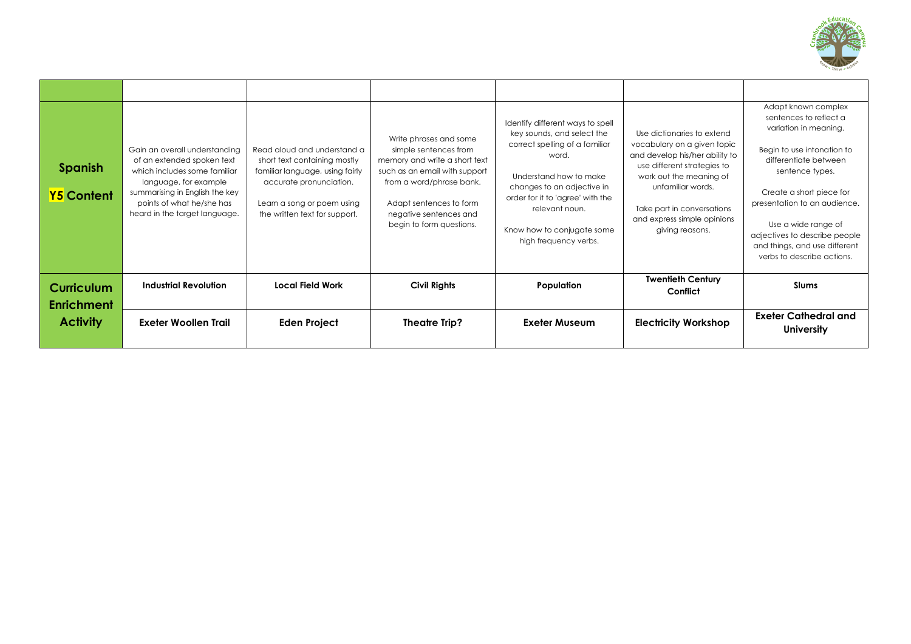| | | | | | | |
|---|---|---|---|---|---|---|
| | | | | | | |
| **Spanish** **Y5 Content** | Gain an overall understanding of an extended spoken text which includes some familiar language, for example summarising in English the key points of what he/she has heard in the target language. | Read aloud and understand a short text containing mostly familiar language, using fairly accurate pronunciation. Learn a song or poem using the written text for support. | Write phrases and some simple sentences from memory and write a short text such as an email with support from a word/phrase bank. Adapt sentences to form negative sentences and begin to form questions. | Identify different ways to spell key sounds, and select the correct spelling of a familiar word. Understand how to make changes to an adjective in order for it to 'agree' with the relevant noun. Know how to conjugate some high frequency verbs. | Use dictionaries to extend vocabulary on a given topic and develop his/her ability to use different strategies to work out the meaning of unfamiliar words. Take part in conversations and express simple opinions giving reasons. | Adapt known complex sentences to reflect a variation in meaning. Begin to use intonation to differentiate between sentence types. Create a short piece for presentation to an audience. Use a wide range of adjectives to describe people and things, and use different verbs to describe actions. |
| **Curriculum Enrichment Activity** | **Industrial Revolution** | **Local Field Work** | **Civil Rights** | **Population** | **Twentieth Century Conflict** | **Slums** |
| | **Exeter Woollen Trail** | **Eden Project** | **Theatre Trip?** | **Exeter Museum** | **Electricity Workshop** | **Exeter Cathedral and University** |